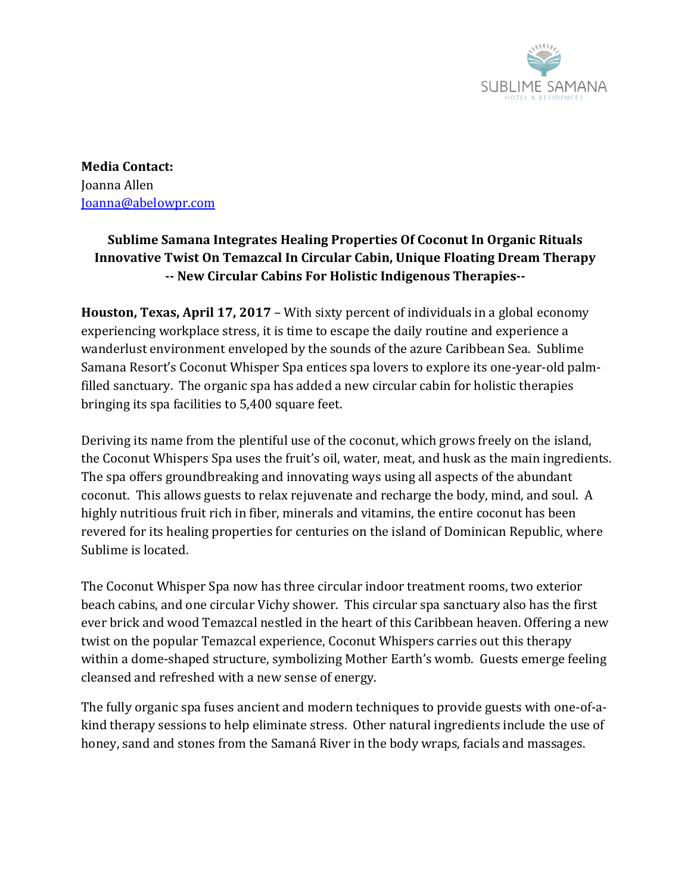SUBLIME SAMANA
HOTEL & RESIDENCES

**Media Contact:**
Joanna Allen
Joanna@abelowpr.com

**Sublime Samana Integrates Healing Properties Of Coconut In Organic Rituals**
**Innovative Twist On Temazcal In Circular Cabin, Unique Floating Dream Therapy**
**-- New Circular Cabins For Holistic Indigenous Therapies--**

**Houston, Texas, April 17, 2017** – With sixty percent of individuals in a global economy experiencing workplace stress, it is time to escape the daily routine and experience a wanderlust environment enveloped by the sounds of the azure Caribbean Sea. Sublime Samana Resort's Coconut Whisper Spa entices spa lovers to explore its one-year-old palm-filled sanctuary. The organic spa has added a new circular cabin for holistic therapies bringing its spa facilities to 5,400 square feet.

Deriving its name from the plentiful use of the coconut, which grows freely on the island, the Coconut Whispers Spa uses the fruit's oil, water, meat, and husk as the main ingredients. The spa offers groundbreaking and innovating ways using all aspects of the abundant coconut. This allows guests to relax rejuvenate and recharge the body, mind, and soul. A highly nutritious fruit rich in fiber, minerals and vitamins, the entire coconut has been revered for its healing properties for centuries on the island of Dominican Republic, where Sublime is located.

The Coconut Whisper Spa now has three circular indoor treatment rooms, two exterior beach cabins, and one circular Vichy shower. This circular spa sanctuary also has the first ever brick and wood Temazcal nestled in the heart of this Caribbean heaven. Offering a new twist on the popular Temazcal experience, Coconut Whispers carries out this therapy within a dome-shaped structure, symbolizing Mother Earth's womb. Guests emerge feeling cleansed and refreshed with a new sense of energy.

The fully organic spa fuses ancient and modern techniques to provide guests with one-of-a-kind therapy sessions to help eliminate stress. Other natural ingredients include the use of honey, sand and stones from the Samaná River in the body wraps, facials and massages.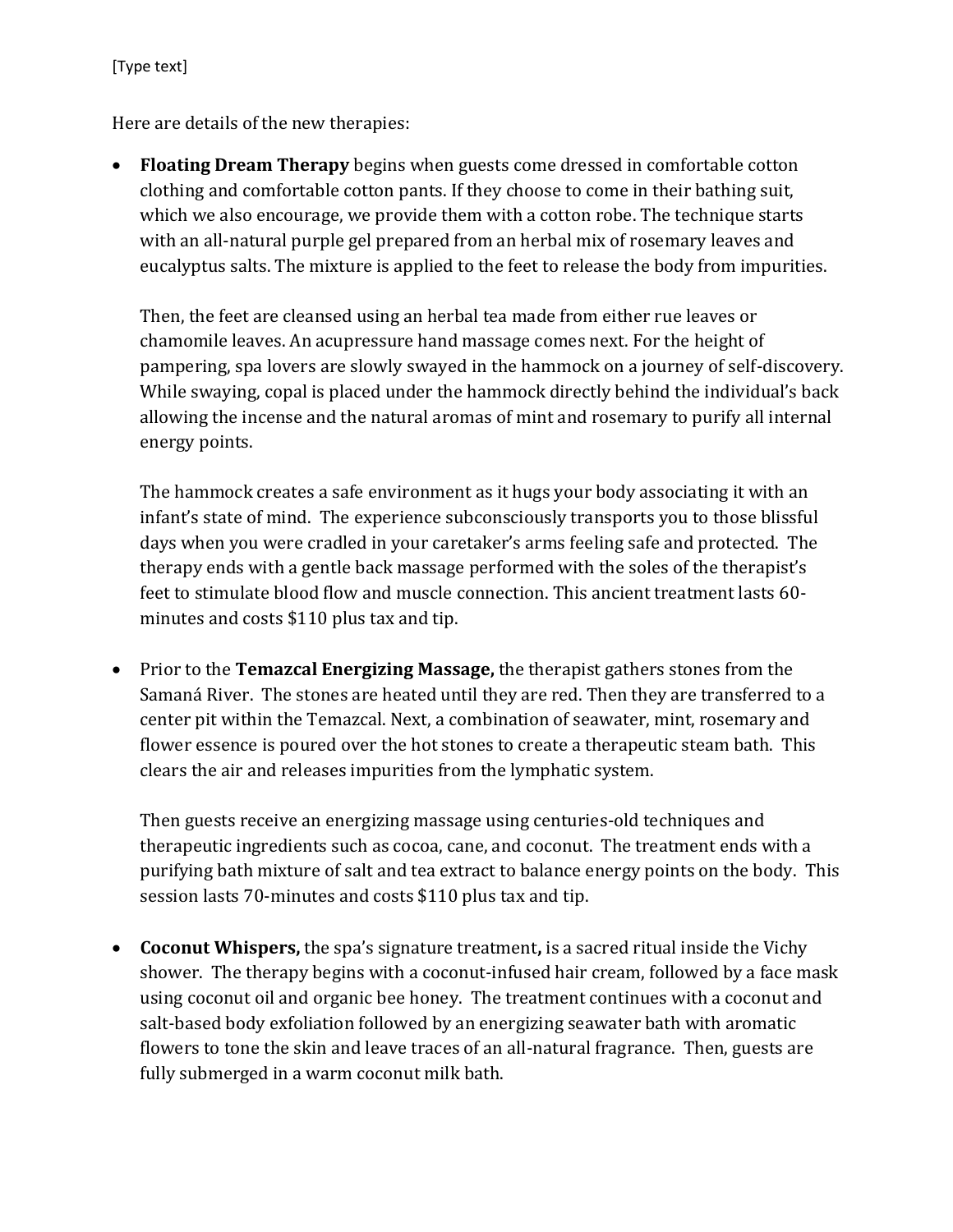Here are details of the new therapies:

- **Floating Dream Therapy** begins when guests come dressed in comfortable cotton clothing and comfortable cotton pants. If they choose to come in their bathing suit, which we also encourage, we provide them with a cotton robe. The technique starts with an all-natural purple gel prepared from an herbal mix of rosemary leaves and eucalyptus salts. The mixture is applied to the feet to release the body from impurities.

  Then, the feet are cleansed using an herbal tea made from either rue leaves or chamomile leaves. An acupressure hand massage comes next. For the height of pampering, spa lovers are slowly swayed in the hammock on a journey of self-discovery. While swaying, copal is placed under the hammock directly behind the individual's back allowing the incense and the natural aromas of mint and rosemary to purify all internal energy points.

  The hammock creates a safe environment as it hugs your body associating it with an infant's state of mind. The experience subconsciously transports you to those blissful days when you were cradled in your caretaker's arms feeling safe and protected. The therapy ends with a gentle back massage performed with the soles of the therapist's feet to stimulate blood flow and muscle connection. This ancient treatment lasts 60-minutes and costs $110 plus tax and tip.

- Prior to the **Temazcal Energizing Massage,** the therapist gathers stones from the Samaná River. The stones are heated until they are red. Then they are transferred to a center pit within the Temazcal. Next, a combination of seawater, mint, rosemary and flower essence is poured over the hot stones to create a therapeutic steam bath. This clears the air and releases impurities from the lymphatic system.

  Then guests receive an energizing massage using centuries-old techniques and therapeutic ingredients such as cocoa, cane, and coconut. The treatment ends with a purifying bath mixture of salt and tea extract to balance energy points on the body. This session lasts 70-minutes and costs $110 plus tax and tip.

- **Coconut Whispers,** the spa's signature treatment**,** is a sacred ritual inside the Vichy shower. The therapy begins with a coconut-infused hair cream, followed by a face mask using coconut oil and organic bee honey. The treatment continues with a coconut and salt-based body exfoliation followed by an energizing seawater bath with aromatic flowers to tone the skin and leave traces of an all-natural fragrance. Then, guests are fully submerged in a warm coconut milk bath.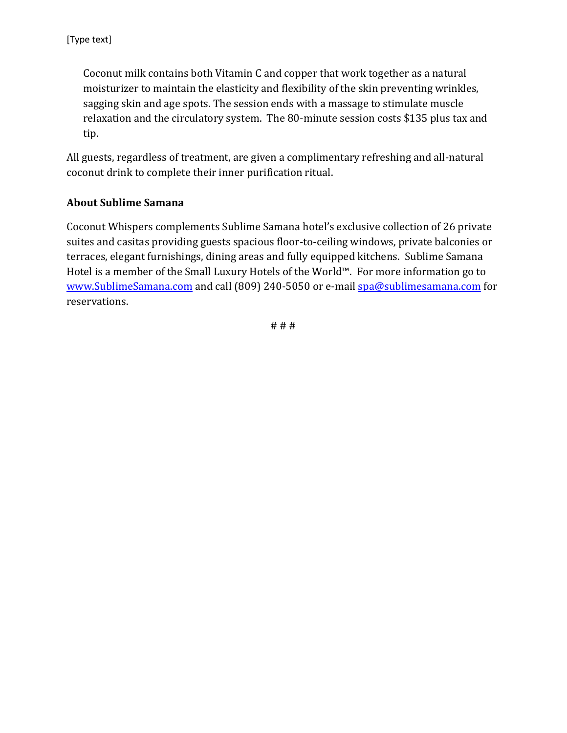Coconut milk contains both Vitamin C and copper that work together as a natural moisturizer to maintain the elasticity and flexibility of the skin preventing wrinkles, sagging skin and age spots. The session ends with a massage to stimulate muscle relaxation and the circulatory system. The 80-minute session costs $135 plus tax and tip.

All guests, regardless of treatment, are given a complimentary refreshing and all-natural coconut drink to complete their inner purification ritual.

**About Sublime Samana**

Coconut Whispers complements Sublime Samana hotel's exclusive collection of 26 private suites and casitas providing guests spacious floor-to-ceiling windows, private balconies or terraces, elegant furnishings, dining areas and fully equipped kitchens. Sublime Samana Hotel is a member of the Small Luxury Hotels of the World™. For more information go to www.SublimeSamana.com and call (809) 240-5050 or e-mail spa@sublimesamana.com for reservations.

# # #